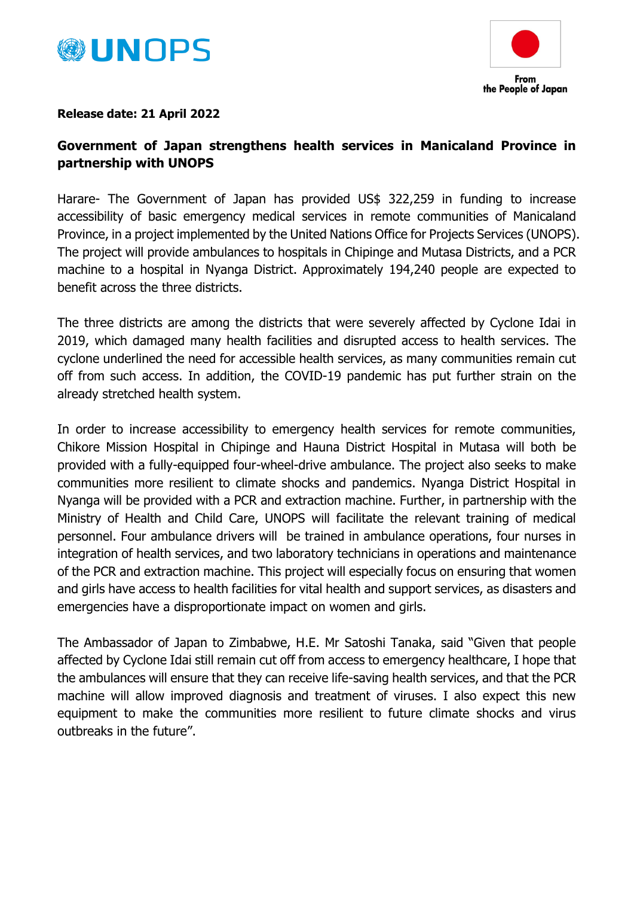UNOPS

From the People of Japan

**Release date: 21 April 2022**

**Government of Japan strengthens health services in Manicaland Province in partnership with UNOPS**

Harare- The Government of Japan has provided US$ 322,259 in funding to increase accessibility of basic emergency medical services in remote communities of Manicaland Province, in a project implemented by the United Nations Office for Projects Services (UNOPS). The project will provide ambulances to hospitals in Chipinge and Mutasa Districts, and a PCR machine to a hospital in Nyanga District. Approximately 194,240 people are expected to benefit across the three districts.

The three districts are among the districts that were severely affected by Cyclone Idai in 2019, which damaged many health facilities and disrupted access to health services. The cyclone underlined the need for accessible health services, as many communities remain cut off from such access. In addition, the COVID-19 pandemic has put further strain on the already stretched health system.

In order to increase accessibility to emergency health services for remote communities, Chikore Mission Hospital in Chipinge and Hauna District Hospital in Mutasa will both be provided with a fully-equipped four-wheel-drive ambulance. The project also seeks to make communities more resilient to climate shocks and pandemics. Nyanga District Hospital in Nyanga will be provided with a PCR and extraction machine. Further, in partnership with the Ministry of Health and Child Care, UNOPS will facilitate the relevant training of medical personnel. Four ambulance drivers will be trained in ambulance operations, four nurses in integration of health services, and two laboratory technicians in operations and maintenance of the PCR and extraction machine. This project will especially focus on ensuring that women and girls have access to health facilities for vital health and support services, as disasters and emergencies have a disproportionate impact on women and girls.

The Ambassador of Japan to Zimbabwe, H.E. Mr Satoshi Tanaka, said "Given that people affected by Cyclone Idai still remain cut off from access to emergency healthcare, I hope that the ambulances will ensure that they can receive life-saving health services, and that the PCR machine will allow improved diagnosis and treatment of viruses. I also expect this new equipment to make the communities more resilient to future climate shocks and virus outbreaks in the future".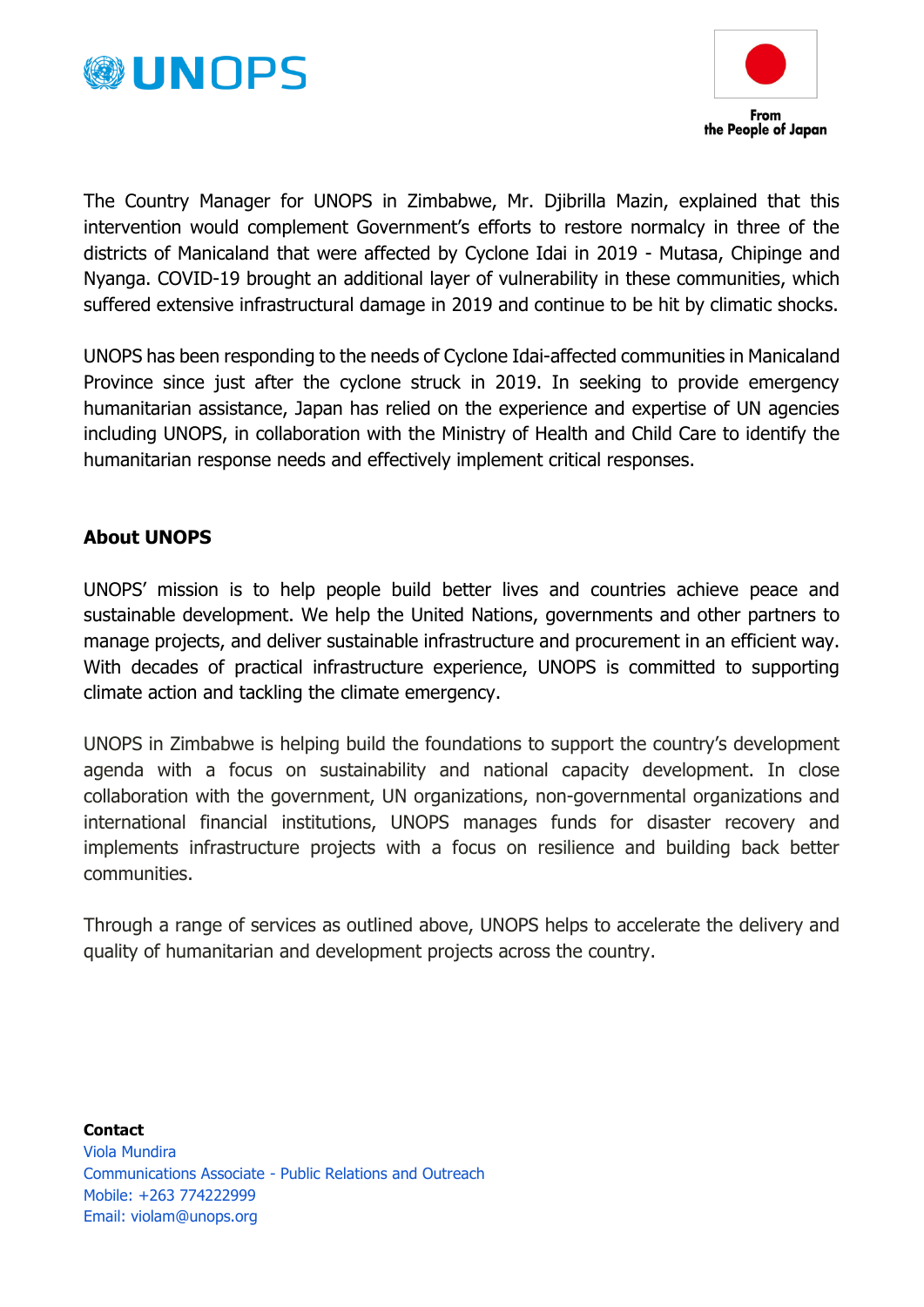The Country Manager for UNOPS in Zimbabwe, Mr. Djibrilla Mazin, explained that this intervention would complement Government's efforts to restore normalcy in three of the districts of Manicaland that were affected by Cyclone Idai in 2019 - Mutasa, Chipinge and Nyanga. COVID-19 brought an additional layer of vulnerability in these communities, which suffered extensive infrastructural damage in 2019 and continue to be hit by climatic shocks.

UNOPS has been responding to the needs of Cyclone Idai-affected communities in Manicaland Province since just after the cyclone struck in 2019. In seeking to provide emergency humanitarian assistance, Japan has relied on the experience and expertise of UN agencies including UNOPS, in collaboration with the Ministry of Health and Child Care to identify the humanitarian response needs and effectively implement critical responses.

**About UNOPS**

UNOPS' mission is to help people build better lives and countries achieve peace and sustainable development. We help the United Nations, governments and other partners to manage projects, and deliver sustainable infrastructure and procurement in an efficient way. With decades of practical infrastructure experience, UNOPS is committed to supporting climate action and tackling the climate emergency.

UNOPS in Zimbabwe is helping build the foundations to support the country's development agenda with a focus on sustainability and national capacity development. In close collaboration with the government, UN organizations, non-governmental organizations and international financial institutions, UNOPS manages funds for disaster recovery and implements infrastructure projects with a focus on resilience and building back better communities.

Through a range of services as outlined above, UNOPS helps to accelerate the delivery and quality of humanitarian and development projects across the country.

**Contact**
Viola Mundira
Communications Associate - Public Relations and Outreach
Mobile: +263 774222999
Email: violam@unops.org